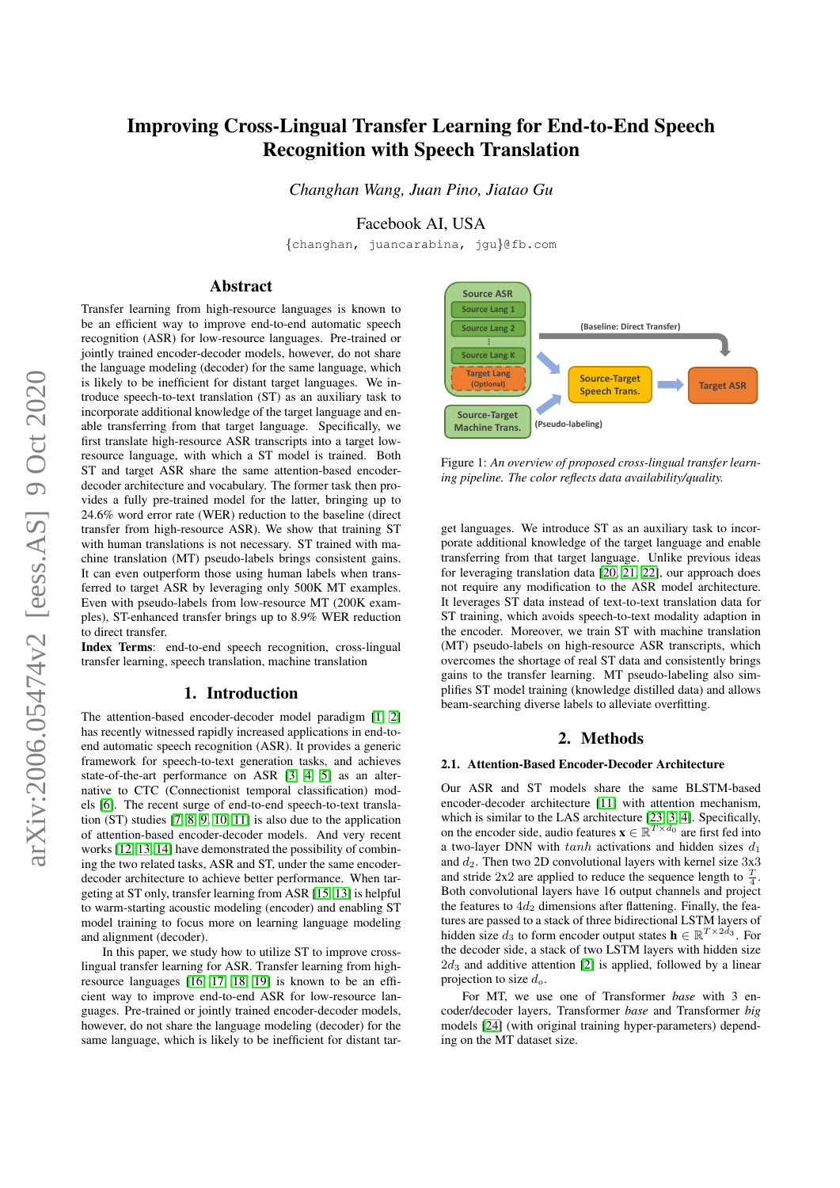# Improving Cross-Lingual Transfer Learning for End-to-End Speech Recognition with Speech Translation

*Changhan Wang, Juan Pino, Jiatao Gu*

Facebook AI, USA

{changhan, juancarabina, jgu}@fb.com

## Abstract

Transfer learning from high-resource languages is known to be an efficient way to improve end-to-end automatic speech recognition (ASR) for low-resource languages. Pre-trained or jointly trained encoder-decoder models, however, do not share the language modeling (decoder) for the same language, which is likely to be inefficient for distant target languages. We introduce speech-to-text translation (ST) as an auxiliary task to incorporate additional knowledge of the target language and enable transferring from that target language. Specifically, we first translate high-resource ASR transcripts into a target low-resource language, with which a ST model is trained. Both ST and target ASR share the same attention-based encoder-decoder architecture and vocabulary. The former task then provides a fully pre-trained model for the latter, bringing up to 24.6% word error rate (WER) reduction to the baseline (direct transfer from high-resource ASR). We show that training ST with human translations is not necessary. ST trained with machine translation (MT) pseudo-labels brings consistent gains. It can even outperform those using human labels when transferred to target ASR by leveraging only 500K MT examples. Even with pseudo-labels from low-resource MT (200K examples), ST-enhanced transfer brings up to 8.9% WER reduction to direct transfer.

**Index Terms**: end-to-end speech recognition, cross-lingual transfer learning, speech translation, machine translation

## 1. Introduction

The attention-based encoder-decoder model paradigm [1, 2] has recently witnessed rapidly increased applications in end-to-end automatic speech recognition (ASR). It provides a generic framework for speech-to-text generation tasks, and achieves state-of-the-art performance on ASR [3, 4, 5] as an alternative to CTC (Connectionist temporal classification) models [6]. The recent surge of end-to-end speech-to-text translation (ST) studies [7, 8, 9, 10, 11] is also due to the application of attention-based encoder-decoder models. And very recent works [12, 13, 14] have demonstrated the possibility of combining the two related tasks, ASR and ST, under the same encoder-decoder architecture to achieve better performance. When targeting at ST only, transfer learning from ASR [15, 13] is helpful to warm-starting acoustic modeling (encoder) and enabling ST model training to focus more on learning language modeling and alignment (decoder).

In this paper, we study how to utilize ST to improve cross-lingual transfer learning for ASR. Transfer learning from high-resource languages [16, 17, 18, 19] is known to be an efficient way to improve end-to-end ASR for low-resource languages. Pre-trained or jointly trained encoder-decoder models, however, do not share the language modeling (decoder) for the same language, which is likely to be inefficient for distant target languages. We introduce ST as an auxiliary task to incorporate additional knowledge of the target language and enable transferring from that target language. Unlike previous ideas for leveraging translation data [20, 21, 22], our approach does not require any modification to the ASR model architecture. It leverages ST data instead of text-to-text translation data for ST training, which avoids speech-to-text modality adaption in the encoder. Moreover, we train ST with machine translation (MT) pseudo-labels on high-resource ASR transcripts, which overcomes the shortage of real ST data and consistently brings gains to the transfer learning. MT pseudo-labeling also simplifies ST model training (knowledge distilled data) and allows beam-searching diverse labels to alleviate overfitting.

Source ASR: Source Lang 1, Source Lang 2, ⋮, Source Lang K, Target Lang (Optional) → (Baseline: Direct Transfer) → Target ASR; Source-Target Machine Trans. → (Pseudo-labeling) → Source-Target Speech Trans. → Target ASR

Figure 1: *An overview of proposed cross-lingual transfer learning pipeline. The color reflects data availability/quality.*

## 2. Methods

### 2.1. Attention-Based Encoder-Decoder Architecture

Our ASR and ST models share the same BLSTM-based encoder-decoder architecture [11] with attention mechanism, which is similar to the LAS architecture [23, 3, 4]. Specifically, on the encoder side, audio features $\mathbf{x} \in \mathbb{R}^{T \times d_0}$ are first fed into a two-layer DNN with $tanh$ activations and hidden sizes $d_1$ and $d_2$. Then two 2D convolutional layers with kernel size 3x3 and stride 2x2 are applied to reduce the sequence length to $\frac{T}{4}$. Both convolutional layers have 16 output channels and project the features to $4d_2$ dimensions after flattening. Finally, the features are passed to a stack of three bidirectional LSTM layers of hidden size $d_3$ to form encoder output states $\mathbf{h} \in \mathbb{R}^{T \times 2d_3}$. For the decoder side, a stack of two LSTM layers with hidden size $2d_3$ and additive attention [2] is applied, followed by a linear projection to size $d_o$.

For MT, we use one of Transformer *base* with 3 encoder/decoder layers, Transformer *base* and Transformer *big* models [24] (with original training hyper-parameters) depending on the MT dataset size.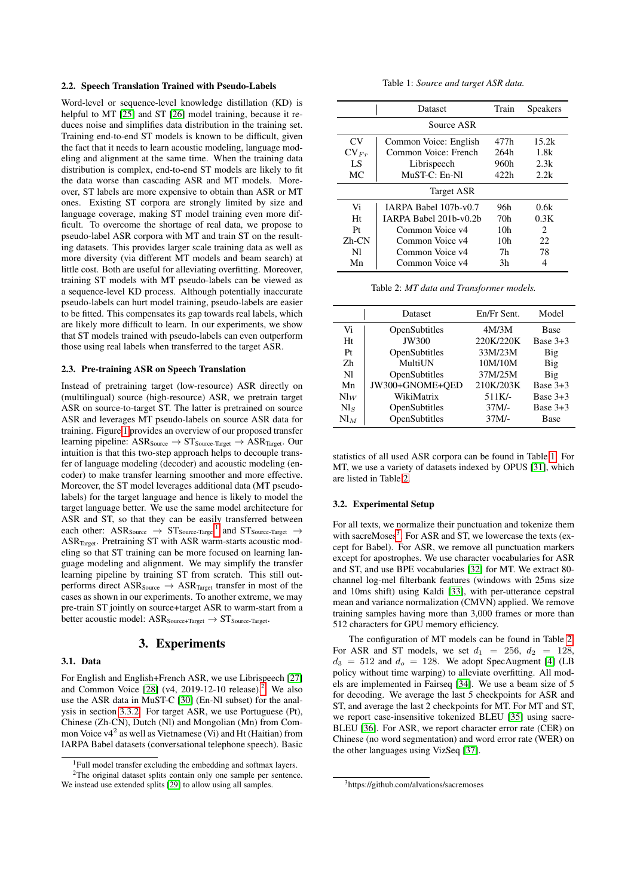### 2.2. Speech Translation Trained with Pseudo-Labels

Word-level or sequence-level knowledge distillation (KD) is helpful to MT [25] and ST [26] model training, because it reduces noise and simplifies data distribution in the training set. Training end-to-end ST models is known to be difficult, given the fact that it needs to learn acoustic modeling, language modeling and alignment at the same time. When the training data distribution is complex, end-to-end ST models are likely to fit the data worse than cascading ASR and MT models. Moreover, ST labels are more expensive to obtain than ASR or MT ones. Existing ST corpora are strongly limited by size and language coverage, making ST model training even more difficult. To overcome the shortage of real data, we propose to pseudo-label ASR corpora with MT and train ST on the resulting datasets. This provides larger scale training data as well as more diversity (via different MT models and beam search) at little cost. Both are useful for alleviating overfitting. Moreover, training ST models with MT pseudo-labels can be viewed as a sequence-level KD process. Although potentially inaccurate pseudo-labels can hurt model training, pseudo-labels are easier to be fitted. This compensates its gap towards real labels, which are likely more difficult to learn. In our experiments, we show that ST models trained with pseudo-labels can even outperform those using real labels when transferred to the target ASR.

### 2.3. Pre-training ASR on Speech Translation

Instead of pretraining target (low-resource) ASR directly on (multilingual) source (high-resource) ASR, we pretrain target ASR on source-to-target ST. The latter is pretrained on source ASR and leverages MT pseudo-labels on source ASR data for training. Figure 1 provides an overview of our proposed transfer learning pipeline: $\text{ASR}_{\text{Source}} \rightarrow \text{ST}_{\text{Source-Target}} \rightarrow \text{ASR}_{\text{Target}}$. Our intuition is that this two-step approach helps to decouple transfer of language modeling (decoder) and acoustic modeling (encoder) to make transfer learning smoother and more effective. Moreover, the ST model leverages additional data (MT pseudo-labels) for the target language and hence is likely to model the target language better. We use the same model architecture for ASR and ST, so that they can be easily transferred between each other: $\text{ASR}_{\text{Source}} \rightarrow \text{ST}_{\text{Source-Target}}$[1] and $\text{ST}_{\text{Source-Target}} \rightarrow \text{ASR}_{\text{Target}}$. Pretraining ST with ASR warm-starts acoustic modeling so that ST training can be more focused on learning language modeling and alignment. We may simplify the transfer learning pipeline by training ST from scratch. This still outperforms direct $\text{ASR}_{\text{Source}} \rightarrow \text{ASR}_{\text{Target}}$ transfer in most of the cases as shown in our experiments. To another extreme, we may pre-train ST jointly on source+target ASR to warm-start from a better acoustic model: $\text{ASR}_{\text{Source+Target}} \rightarrow \text{ST}_{\text{Source-Target}}$.

## 3. Experiments

### 3.1. Data

For English and English+French ASR, we use Librispeech [27] and Common Voice [28] (v4, 2019-12-10 release)[2]. We also use the ASR data in MuST-C [30] (En-Nl subset) for the analysis in section 3.3.2. For target ASR, we use Portuguese (Pt), Chinese (Zh-CN), Dutch (Nl) and Mongolian (Mn) from Common Voice v4[2] as well as Vietnamese (Vi) and Ht (Haitian) from IARPA Babel datasets (conversational telephone speech). Basic statistics of all used ASR corpora can be found in Table 1. For MT, we use a variety of datasets indexed by OPUS [31], which are listed in Table 2.

[1] Full model transfer excluding the embedding and softmax layers.

[2] The original dataset splits contain only one sample per sentence. We instead use extended splits [29] to allow using all samples.

Table 1: *Source and target ASR data.*

| | Dataset | Train | Speakers |
|---|---|---|---|
| **Source ASR** | | | |
| CV | Common Voice: English | 477h | 15.2k |
| $\text{CV}_{Fr}$ | Common Voice: French | 264h | 1.8k |
| LS | Librispeech | 960h | 2.3k |
| MC | MuST-C: En-Nl | 422h | 2.2k |
| **Target ASR** | | | |
| Vi | IARPA Babel 107b-v0.7 | 96h | 0.6k |
| Ht | IARPA Babel 201b-v0.2b | 70h | 0.3K |
| Pt | Common Voice v4 | 10h | 2 |
| Zh-CN | Common Voice v4 | 10h | 22 |
| Nl | Common Voice v4 | 7h | 78 |
| Mn | Common Voice v4 | 3h | 4 |

Table 2: *MT data and Transformer models.*

| | Dataset | En/Fr Sent. | Model |
|---|---|---|---|
| Vi | OpenSubtitles | 4M/3M | Base |
| Ht | JW300 | 220K/220K | Base 3+3 |
| Pt | OpenSubtitles | 33M/23M | Big |
| Zh | MultiUN | 10M/10M | Big |
| Nl | OpenSubtitles | 37M/25M | Big |
| Mn | JW300+GNOME+QED | 210K/203K | Base 3+3 |
| $\text{Nl}_W$ | WikiMatrix | 511K/- | Base 3+3 |
| $\text{Nl}_S$ | OpenSubtitles | 37M/- | Base 3+3 |
| $\text{Nl}_M$ | OpenSubtitles | 37M/- | Base |

### 3.2. Experimental Setup

For all texts, we normalize their punctuation and tokenize them with sacreMoses[3]. For ASR and ST, we lowercase the texts (except for Babel). For ASR, we remove all punctuation markers except for apostrophes. We use character vocabularies for ASR and ST, and use BPE vocabularies [32] for MT. We extract 80-channel log-mel filterbank features (windows with 25ms size and 10ms shift) using Kaldi [33], with per-utterance cepstral mean and variance normalization (CMVN) applied. We remove training samples having more than 3,000 frames or more than 512 characters for GPU memory efficiency.

The configuration of MT models can be found in Table 2. For ASR and ST models, we set $d_1 = 256$, $d_2 = 128$, $d_3 = 512$ and $d_o = 128$. We adopt SpecAugment [4] (LB policy without time warping) to alleviate overfitting. All models are implemented in Fairseq [34]. We use a beam size of 5 for decoding. We average the last 5 checkpoints for ASR and ST, and average the last 2 checkpoints for MT. For MT and ST, we report case-insensitive tokenized BLEU [35] using sacreBLEU [36]. For ASR, we report character error rate (CER) on Chinese (no word segmentation) and word error rate (WER) on the other languages using VizSeq [37].

[3] https://github.com/alvations/sacremoses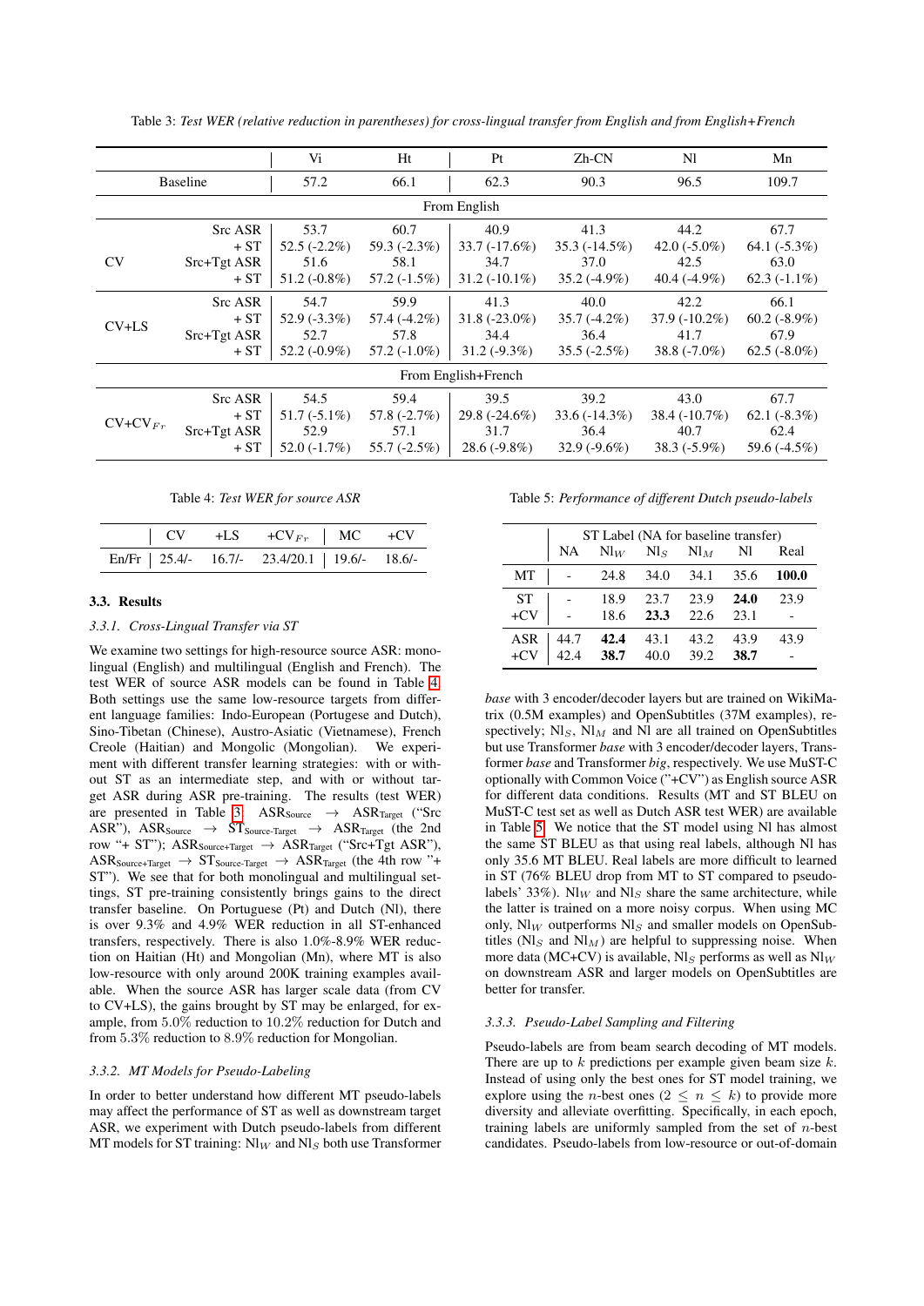Table 3: *Test WER (relative reduction in parentheses) for cross-lingual transfer from English and from English+French*

| | | Vi | Ht | Pt | Zh-CN | Nl | Mn |
|---|---|---|---|---|---|---|---|
| Baseline | | 57.2 | 66.1 | 62.3 | 90.3 | 96.5 | 109.7 |
| **From English** | | | | | | | |
| CV | Src ASR | 53.7 | 60.7 | 40.9 | 41.3 | 44.2 | 67.7 |
| | + ST | 52.5 (-2.2%) | 59.3 (-2.3%) | 33.7 (-17.6%) | 35.3 (-14.5%) | 42.0 (-5.0%) | 64.1 (-5.3%) |
| | Src+Tgt ASR | 51.6 | 58.1 | 34.7 | 37.0 | 42.5 | 63.0 |
| | + ST | 51.2 (-0.8%) | 57.2 (-1.5%) | 31.2 (-10.1%) | 35.2 (-4.9%) | 40.4 (-4.9%) | 62.3 (-1.1%) |
| CV+LS | Src ASR | 54.7 | 59.9 | 41.3 | 40.0 | 42.2 | 66.1 |
| | + ST | 52.9 (-3.3%) | 57.4 (-4.2%) | 31.8 (-23.0%) | 35.7 (-4.2%) | 37.9 (-10.2%) | 60.2 (-8.9%) |
| | Src+Tgt ASR | 52.7 | 57.8 | 34.4 | 36.4 | 41.7 | 67.9 |
| | + ST | 52.2 (-0.9%) | 57.2 (-1.0%) | 31.2 (-9.3%) | 35.5 (-2.5%) | 38.8 (-7.0%) | 62.5 (-8.0%) |
| **From English+French** | | | | | | | |
| CV+CV$_{Fr}$ | Src ASR | 54.5 | 59.4 | 39.5 | 39.2 | 43.0 | 67.7 |
| | + ST | 51.7 (-5.1%) | 57.8 (-2.7%) | 29.8 (-24.6%) | 33.6 (-14.3%) | 38.4 (-10.7%) | 62.1 (-8.3%) |
| | Src+Tgt ASR | 52.9 | 57.1 | 31.7 | 36.4 | 40.7 | 62.4 |
| | + ST | 52.0 (-1.7%) | 55.7 (-2.5%) | 28.6 (-9.8%) | 32.9 (-9.6%) | 38.3 (-5.9%) | 59.6 (-4.5%) |

Table 4: *Test WER for source ASR*

| | CV | +LS | +CV$_{Fr}$ | MC | +CV |
|---|---|---|---|---|---|
| En/Fr | 25.4/- | 16.7/- | 23.4/20.1 | 19.6/- | 18.6/- |

### 3.3. Results

#### 3.3.1. Cross-Lingual Transfer via ST

We examine two settings for high-resource source ASR: monolingual (English) and multilingual (English and French). The test WER of source ASR models can be found in Table 4. Both settings use the same low-resource targets from different language families: Indo-European (Portugese and Dutch), Sino-Tibetan (Chinese), Austro-Asiatic (Vietnamese), French Creole (Haitian) and Mongolic (Mongolian). We experiment with different transfer learning strategies: with or without ST as an intermediate step, and with or without target ASR during ASR pre-training. The results (test WER) are presented in Table 3. $\text{ASR}_{\text{Source}} \rightarrow \text{ASR}_{\text{Target}}$ ("Src ASR"), $\text{ASR}_{\text{Source}} \rightarrow \text{ST}_{\text{Source-Target}} \rightarrow \text{ASR}_{\text{Target}}$ (the 2nd row "+ ST"); $\text{ASR}_{\text{Source+Target}} \rightarrow \text{ASR}_{\text{Target}}$ ("Src+Tgt ASR"), $\text{ASR}_{\text{Source+Target}} \rightarrow \text{ST}_{\text{Source-Target}} \rightarrow \text{ASR}_{\text{Target}}$ (the 4th row "+ ST"). We see that for both monolingual and multilingual settings, ST pre-training consistently brings gains to the direct transfer baseline. On Portuguese (Pt) and Dutch (Nl), there is over 9.3% and 4.9% WER reduction in all ST-enhanced transfers, respectively. There is also 1.0%-8.9% WER reduction on Haitian (Ht) and Mongolian (Mn), where MT is also low-resource with only around 200K training examples available. When the source ASR has larger scale data (from CV to CV+LS), the gains brought by ST may be enlarged, for example, from 5.0% reduction to 10.2% reduction for Dutch and from 5.3% reduction to 8.9% reduction for Mongolian.

#### 3.3.2. MT Models for Pseudo-Labeling

In order to better understand how different MT pseudo-labels may affect the performance of ST as well as downstream target ASR, we experiment with Dutch pseudo-labels from different MT models for ST training: Nl$_W$ and Nl$_S$ both use Transformer *base* with 3 encoder/decoder layers but are trained on WikiMatrix (0.5M examples) and OpenSubtitles (37M examples), respectively; Nl$_S$, Nl$_M$ and Nl are all trained on OpenSubtitles but use Transformer *base* with 3 encoder/decoder layers, Transformer *base* and Transformer *big*, respectively. We use MuST-C optionally with Common Voice ("+CV") as English source ASR for different data conditions. Results (MT and ST BLEU on MuST-C test set as well as Dutch ASR test WER) are available in Table 5. We notice that the ST model using Nl has almost the same ST BLEU as that using real labels, although Nl has only 35.6 MT BLEU. Real labels are more difficult to learned in ST (76% BLEU drop from MT to ST compared to pseudo-labels' 33%). Nl$_W$ and Nl$_S$ share the same architecture, while the latter is trained on a more noisy corpus. When using MC only, Nl$_W$ outperforms Nl$_S$ and smaller models on OpenSubtitles (Nl$_S$ and Nl$_M$) are helpful to suppressing noise. When more data (MC+CV) is available, Nl$_S$ performs as well as Nl$_W$ on downstream ASR and larger models on OpenSubtitles are better for transfer.

Table 5: *Performance of different Dutch pseudo-labels*

| | ST Label (NA for baseline transfer) | | | | | |
|---|---|---|---|---|---|---|
| | NA | Nl$_W$ | Nl$_S$ | Nl$_M$ | Nl | Real |
| MT | - | 24.8 | 34.0 | 34.1 | 35.6 | **100.0** |
| ST | - | 18.9 | 23.7 | 23.9 | **24.0** | 23.9 |
| +CV | - | 18.6 | **23.3** | 22.6 | 23.1 | - |
| ASR | 44.7 | **42.4** | 43.1 | 43.2 | 43.9 | 43.9 |
| +CV | 42.4 | **38.7** | 40.0 | 39.2 | **38.7** | - |

#### 3.3.3. Pseudo-Label Sampling and Filtering

Pseudo-labels are from beam search decoding of MT models. There are up to $k$ predictions per example given beam size $k$. Instead of using only the best ones for ST model training, we explore using the $n$-best ones ($2 \leq n \leq k$) to provide more diversity and alleviate overfitting. Specifically, in each epoch, training labels are uniformly sampled from the set of $n$-best candidates. Pseudo-labels from low-resource or out-of-domain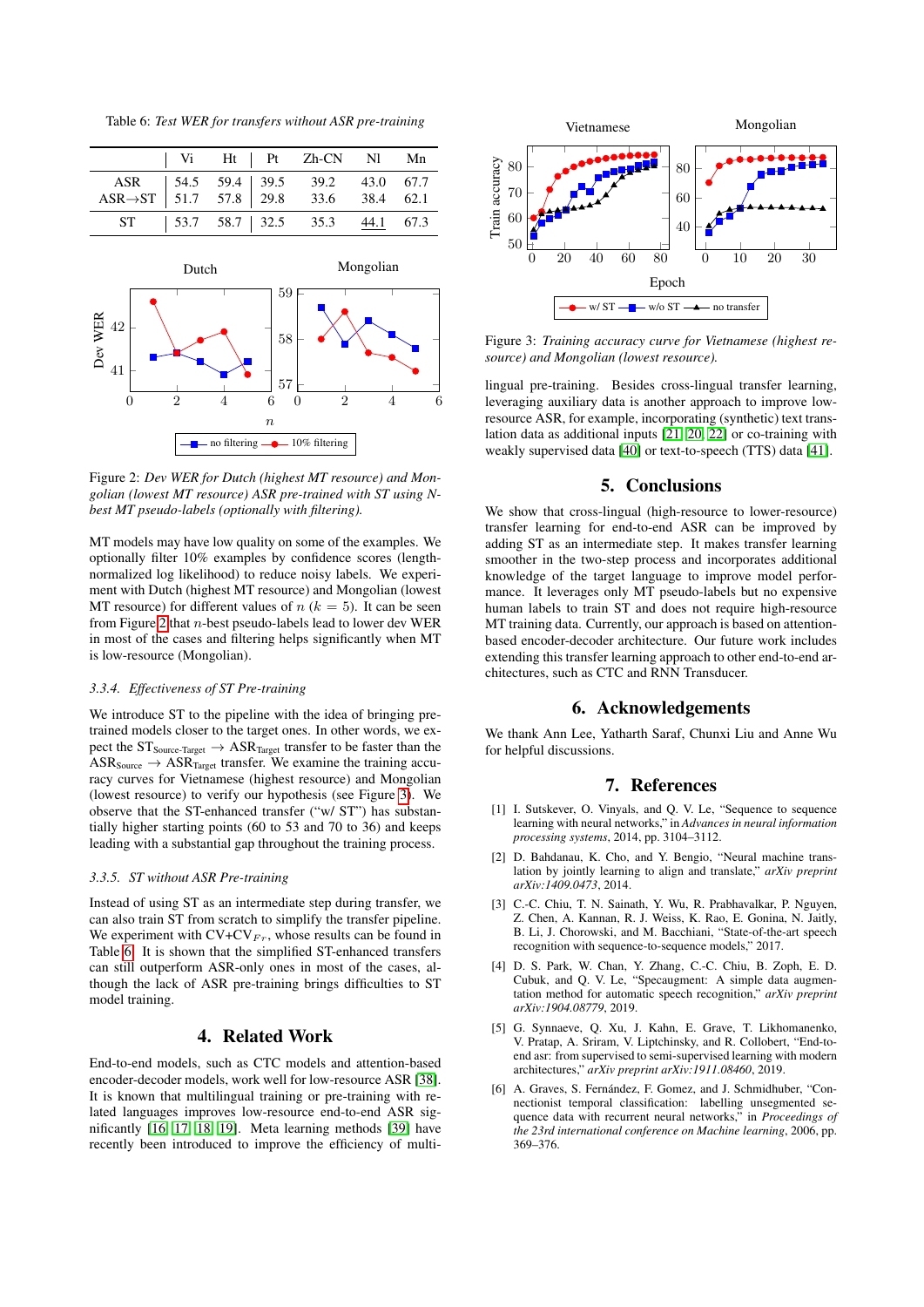Table 6: *Test WER for transfers without ASR pre-training*

| | Vi | Ht | Pt | Zh-CN | Nl | Mn |
|---|---|---|---|---|---|---|
| ASR | 54.5 | 59.4 | 39.5 | 39.2 | 43.0 | 67.7 |
| ASR→ST | 51.7 | 57.8 | 29.8 | 33.6 | 38.4 | 62.1 |
| ST | 53.7 | 58.7 | 32.5 | 35.3 | <u>44.1</u> | 67.3 |

Figure 2: *Dev WER for Dutch (highest MT resource) and Mongolian (lowest MT resource) ASR pre-trained with ST using N-best MT pseudo-labels (optionally with filtering).*

MT models may have low quality on some of the examples. We optionally filter 10% examples by confidence scores (length-normalized log likelihood) to reduce noisy labels. We experiment with Dutch (highest MT resource) and Mongolian (lowest MT resource) for different values of $n$ ($k = 5$). It can be seen from Figure 2 that $n$-best pseudo-labels lead to lower dev WER in most of the cases and filtering helps significantly when MT is low-resource (Mongolian).

### 3.3.4. Effectiveness of ST Pre-training

We introduce ST to the pipeline with the idea of bringing pre-trained models closer to the target ones. In other words, we expect the $\text{ST}_{\text{Source-Target}} \rightarrow \text{ASR}_{\text{Target}}$ transfer to be faster than the $\text{ASR}_{\text{Source}} \rightarrow \text{ASR}_{\text{Target}}$ transfer. We examine the training accuracy curves for Vietnamese (highest resource) and Mongolian (lowest resource) to verify our hypothesis (see Figure 3). We observe that the ST-enhanced transfer ("w/ ST") has substantially higher starting points (60 to 53 and 70 to 36) and keeps leading with a substantial gap throughout the training process.

### 3.3.5. ST without ASR Pre-training

Instead of using ST as an intermediate step during transfer, we can also train ST from scratch to simplify the transfer pipeline. We experiment with CV+$\text{CV}_{Fr}$, whose results can be found in Table 6. It is shown that the simplified ST-enhanced transfers can still outperform ASR-only ones in most of the cases, although the lack of ASR pre-training brings difficulties to ST model training.

## 4. Related Work

End-to-end models, such as CTC models and attention-based encoder-decoder models, work well for low-resource ASR [38]. It is known that multilingual training or pre-training with related languages improves low-resource end-to-end ASR significantly [16, 17, 18, 19]. Meta learning methods [39] have recently been introduced to improve the efficiency of multi-lingual pre-training. Besides cross-lingual transfer learning, leveraging auxiliary data is another approach to improve low-resource ASR, for example, incorporating (synthetic) text translation data as additional inputs [21, 20, 22] or co-training with weakly supervised data [40] or text-to-speech (TTS) data [41].

Figure 3: *Training accuracy curve for Vietnamese (highest resource) and Mongolian (lowest resource).*

## 5. Conclusions

We show that cross-lingual (high-resource to lower-resource) transfer learning for end-to-end ASR can be improved by adding ST as an intermediate step. It makes transfer learning smoother in the two-step process and incorporates additional knowledge of the target language to improve model performance. It leverages only MT pseudo-labels but no expensive human labels to train ST and does not require high-resource MT training data. Currently, our approach is based on attention-based encoder-decoder architecture. Our future work includes extending this transfer learning approach to other end-to-end architectures, such as CTC and RNN Transducer.

## 6. Acknowledgements

We thank Ann Lee, Yatharth Saraf, Chunxi Liu and Anne Wu for helpful discussions.

## 7. References

[1] I. Sutskever, O. Vinyals, and Q. V. Le, "Sequence to sequence learning with neural networks," in *Advances in neural information processing systems*, 2014, pp. 3104–3112.

[2] D. Bahdanau, K. Cho, and Y. Bengio, "Neural machine translation by jointly learning to align and translate," *arXiv preprint arXiv:1409.0473*, 2014.

[3] C.-C. Chiu, T. N. Sainath, Y. Wu, R. Prabhavalkar, P. Nguyen, Z. Chen, A. Kannan, R. J. Weiss, K. Rao, E. Gonina, N. Jaitly, B. Li, J. Chorowski, and M. Bacchiani, "State-of-the-art speech recognition with sequence-to-sequence models," 2017.

[4] D. S. Park, W. Chan, Y. Zhang, C.-C. Chiu, B. Zoph, E. D. Cubuk, and Q. V. Le, "Specaugment: A simple data augmentation method for automatic speech recognition," *arXiv preprint arXiv:1904.08779*, 2019.

[5] G. Synnaeve, Q. Xu, J. Kahn, E. Grave, T. Likhomanenko, V. Pratap, A. Sriram, V. Liptchinsky, and R. Collobert, "End-to-end asr: from supervised to semi-supervised learning with modern architectures," *arXiv preprint arXiv:1911.08460*, 2019.

[6] A. Graves, S. Fernández, F. Gomez, and J. Schmidhuber, "Connectionist temporal classification: labelling unsegmented sequence data with recurrent neural networks," in *Proceedings of the 23rd international conference on Machine learning*, 2006, pp. 369–376.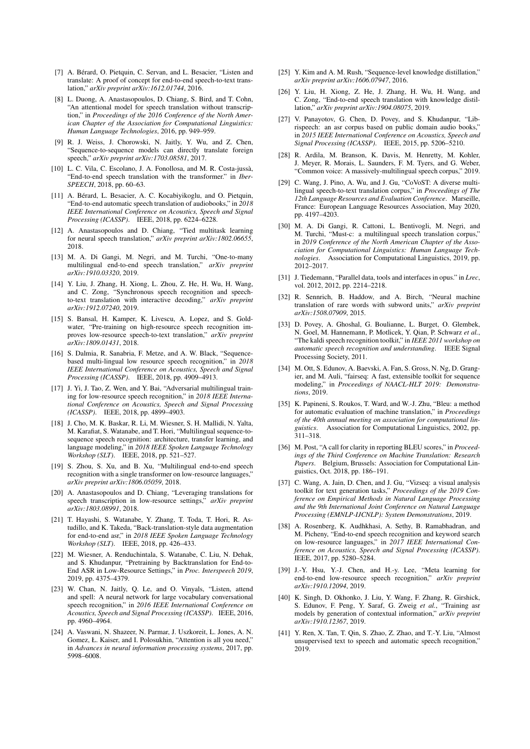[7] A. Bérard, O. Pietquin, C. Servan, and L. Besacier, "Listen and translate: A proof of concept for end-to-end speech-to-text translation," *arXiv preprint arXiv:1612.01744*, 2016.

[8] L. Duong, A. Anastasopoulos, D. Chiang, S. Bird, and T. Cohn, "An attentional model for speech translation without transcription," in *Proceedings of the 2016 Conference of the North American Chapter of the Association for Computational Linguistics: Human Language Technologies*, 2016, pp. 949–959.

[9] R. J. Weiss, J. Chorowski, N. Jaitly, Y. Wu, and Z. Chen, "Sequence-to-sequence models can directly translate foreign speech," *arXiv preprint arXiv:1703.08581*, 2017.

[10] L. C. Vila, C. Escolano, J. A. Fonollosa, and M. R. Costa-jussà, "End-to-end speech translation with the transformer." in *Iber-SPEECH*, 2018, pp. 60–63.

[11] A. Bérard, L. Besacier, A. C. Kocabiyikoglu, and O. Pietquin, "End-to-end automatic speech translation of audiobooks," in *2018 IEEE International Conference on Acoustics, Speech and Signal Processing (ICASSP)*. IEEE, 2018, pp. 6224–6228.

[12] A. Anastasopoulos and D. Chiang, "Tied multitask learning for neural speech translation," *arXiv preprint arXiv:1802.06655*, 2018.

[13] M. A. Di Gangi, M. Negri, and M. Turchi, "One-to-many multilingual end-to-end speech translation," *arXiv preprint arXiv:1910.03320*, 2019.

[14] Y. Liu, J. Zhang, H. Xiong, L. Zhou, Z. He, H. Wu, H. Wang, and C. Zong, "Synchronous speech recognition and speech-to-text translation with interactive decoding," *arXiv preprint arXiv:1912.07240*, 2019.

[15] S. Bansal, H. Kamper, K. Livescu, A. Lopez, and S. Goldwater, "Pre-training on high-resource speech recognition improves low-resource speech-to-text translation," *arXiv preprint arXiv:1809.01431*, 2018.

[16] S. Dalmia, R. Sanabria, F. Metze, and A. W. Black, "Sequence-based multi-lingual low resource speech recognition," in *2018 IEEE International Conference on Acoustics, Speech and Signal Processing (ICASSP)*. IEEE, 2018, pp. 4909–4913.

[17] J. Yi, J. Tao, Z. Wen, and Y. Bai, "Adversarial multilingual training for low-resource speech recognition," in *2018 IEEE International Conference on Acoustics, Speech and Signal Processing (ICASSP)*. IEEE, 2018, pp. 4899–4903.

[18] J. Cho, M. K. Baskar, R. Li, M. Wiesner, S. H. Mallidi, N. Yalta, M. Karafiat, S. Watanabe, and T. Hori, "Multilingual sequence-to-sequence speech recognition: architecture, transfer learning, and language modeling," in *2018 IEEE Spoken Language Technology Workshop (SLT)*. IEEE, 2018, pp. 521–527.

[19] S. Zhou, S. Xu, and B. Xu, "Multilingual end-to-end speech recognition with a single transformer on low-resource languages," *arXiv preprint arXiv:1806.05059*, 2018.

[20] A. Anastasopoulos and D. Chiang, "Leveraging translations for speech transcription in low-resource settings," *arXiv preprint arXiv:1803.08991*, 2018.

[21] T. Hayashi, S. Watanabe, Y. Zhang, T. Toda, T. Hori, R. Astudillo, and K. Takeda, "Back-translation-style data augmentation for end-to-end asr," in *2018 IEEE Spoken Language Technology Workshop (SLT)*. IEEE, 2018, pp. 426–433.

[22] M. Wiesner, A. Renduchintala, S. Watanabe, C. Liu, N. Dehak, and S. Khudanpur, "Pretraining by Backtranslation for End-to-End ASR in Low-Resource Settings," in *Proc. Interspeech 2019*, 2019, pp. 4375–4379.

[23] W. Chan, N. Jaitly, Q. Le, and O. Vinyals, "Listen, attend and spell: A neural network for large vocabulary conversational speech recognition," in *2016 IEEE International Conference on Acoustics, Speech and Signal Processing (ICASSP)*. IEEE, 2016, pp. 4960–4964.

[24] A. Vaswani, N. Shazeer, N. Parmar, J. Uszkoreit, L. Jones, A. N. Gomez, Ł. Kaiser, and I. Polosukhin, "Attention is all you need," in *Advances in neural information processing systems*, 2017, pp. 5998–6008.

[25] Y. Kim and A. M. Rush, "Sequence-level knowledge distillation," *arXiv preprint arXiv:1606.07947*, 2016.

[26] Y. Liu, H. Xiong, Z. He, J. Zhang, H. Wu, H. Wang, and C. Zong, "End-to-end speech translation with knowledge distillation," *arXiv preprint arXiv:1904.08075*, 2019.

[27] V. Panayotov, G. Chen, D. Povey, and S. Khudanpur, "Librispeech: an asr corpus based on public domain audio books," in *2015 IEEE International Conference on Acoustics, Speech and Signal Processing (ICASSP)*. IEEE, 2015, pp. 5206–5210.

[28] R. Ardila, M. Branson, K. Davis, M. Henretty, M. Kohler, J. Meyer, R. Morais, L. Saunders, F. M. Tyers, and G. Weber, "Common voice: A massively-multilingual speech corpus," 2019.

[29] C. Wang, J. Pino, A. Wu, and J. Gu, "CoVoST: A diverse multilingual speech-to-text translation corpus," in *Proceedings of The 12th Language Resources and Evaluation Conference*. Marseille, France: European Language Resources Association, May 2020, pp. 4197–4203.

[30] M. A. Di Gangi, R. Cattoni, L. Bentivogli, M. Negri, and M. Turchi, "Must-c: a multilingual speech translation corpus," in *2019 Conference of the North American Chapter of the Association for Computational Linguistics: Human Language Technologies*. Association for Computational Linguistics, 2019, pp. 2012–2017.

[31] J. Tiedemann, "Parallel data, tools and interfaces in opus." in *Lrec*, vol. 2012, 2012, pp. 2214–2218.

[32] R. Sennrich, B. Haddow, and A. Birch, "Neural machine translation of rare words with subword units," *arXiv preprint arXiv:1508.07909*, 2015.

[33] D. Povey, A. Ghoshal, G. Boulianne, L. Burget, O. Glembek, N. Goel, M. Hannemann, P. Motlicek, Y. Qian, P. Schwarz *et al.*, "The kaldi speech recognition toolkit," in *IEEE 2011 workshop on automatic speech recognition and understanding*. IEEE Signal Processing Society, 2011.

[34] M. Ott, S. Edunov, A. Baevski, A. Fan, S. Gross, N. Ng, D. Grangier, and M. Auli, "fairseq: A fast, extensible toolkit for sequence modeling," in *Proceedings of NAACL-HLT 2019: Demonstrations*, 2019.

[35] K. Papineni, S. Roukos, T. Ward, and W.-J. Zhu, "Bleu: a method for automatic evaluation of machine translation," in *Proceedings of the 40th annual meeting on association for computational linguistics*. Association for Computational Linguistics, 2002, pp. 311–318.

[36] M. Post, "A call for clarity in reporting BLEU scores," in *Proceedings of the Third Conference on Machine Translation: Research Papers*. Belgium, Brussels: Association for Computational Linguistics, Oct. 2018, pp. 186–191.

[37] C. Wang, A. Jain, D. Chen, and J. Gu, "Vizseq: a visual analysis toolkit for text generation tasks," *Proceedings of the 2019 Conference on Empirical Methods in Natural Language Processing and the 9th International Joint Conference on Natural Language Processing (EMNLP-IJCNLP): System Demonstrations*, 2019.

[38] A. Rosenberg, K. Audhkhasi, A. Sethy, B. Ramabhadran, and M. Picheny, "End-to-end speech recognition and keyword search on low-resource languages," in *2017 IEEE International Conference on Acoustics, Speech and Signal Processing (ICASSP)*. IEEE, 2017, pp. 5280–5284.

[39] J.-Y. Hsu, Y.-J. Chen, and H.-y. Lee, "Meta learning for end-to-end low-resource speech recognition," *arXiv preprint arXiv:1910.12094*, 2019.

[40] K. Singh, D. Okhonko, J. Liu, Y. Wang, F. Zhang, R. Girshick, S. Edunov, F. Peng, Y. Saraf, G. Zweig *et al.*, "Training asr models by generation of contextual information," *arXiv preprint arXiv:1910.12367*, 2019.

[41] Y. Ren, X. Tan, T. Qin, S. Zhao, Z. Zhao, and T.-Y. Liu, "Almost unsupervised text to speech and automatic speech recognition," 2019.